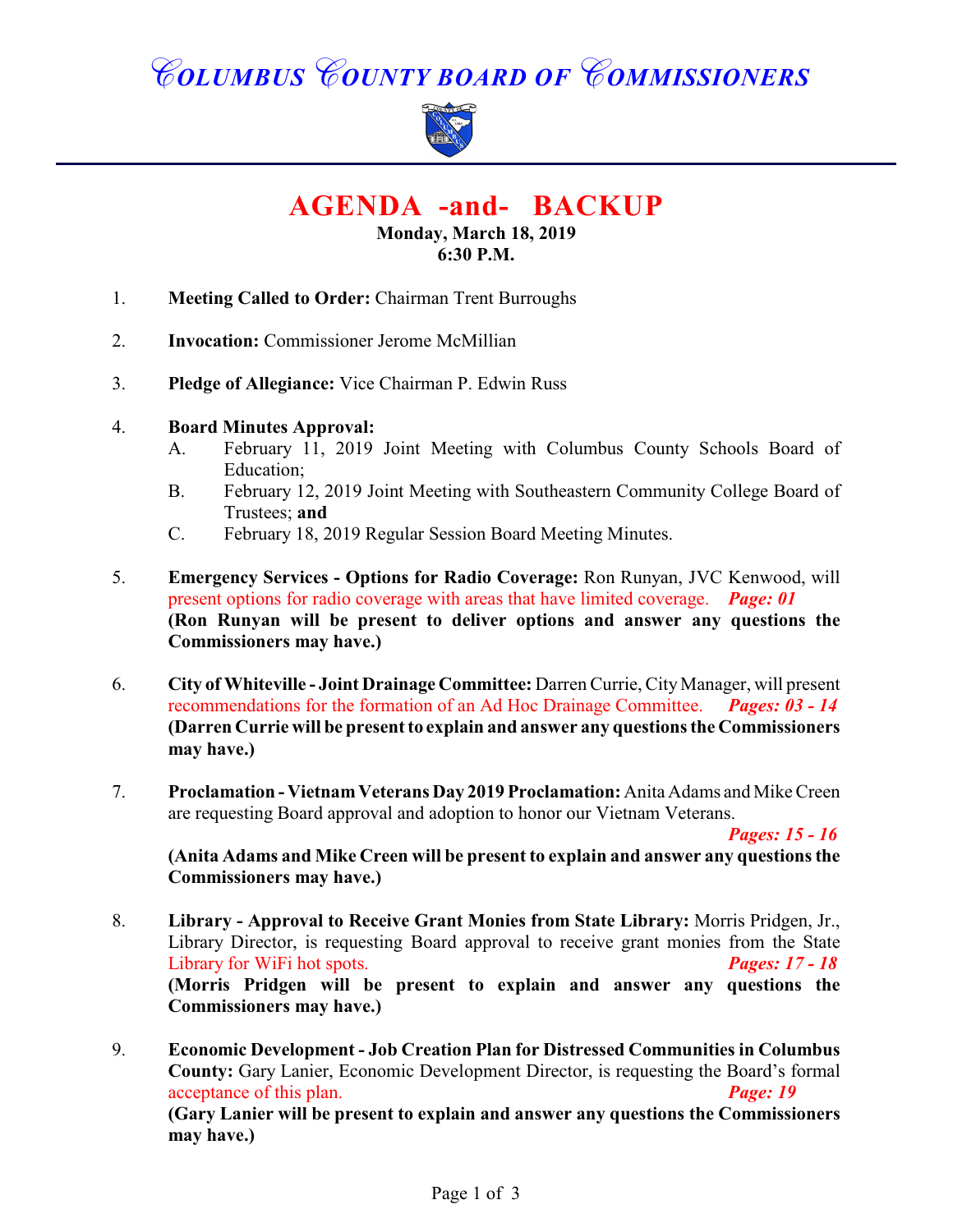# *COLUMBUS COUNTY BOARD OF COMMISSIONERS*

## AGENDA -and- BACKUP

**Monday, March 18, 2019**
**6:30 P.M.**

1. **Meeting Called to Order:** Chairman Trent Burroughs

2. **Invocation:** Commissioner Jerome McMillian

3. **Pledge of Allegiance:** Vice Chairman P. Edwin Russ

4. **Board Minutes Approval:**
   - A. February 11, 2019 Joint Meeting with Columbus County Schools Board of Education;
   - B. February 12, 2019 Joint Meeting with Southeastern Community College Board of Trustees; **and**
   - C. February 18, 2019 Regular Session Board Meeting Minutes.

5. **Emergency Services - Options for Radio Coverage:** Ron Runyan, JVC Kenwood, will present options for radio coverage with areas that have limited coverage. ***Page: 01***
   **(Ron Runyan will be present to deliver options and answer any questions the Commissioners may have.)**

6. **City of Whiteville - Joint Drainage Committee:** Darren Currie, City Manager, will present recommendations for the formation of an Ad Hoc Drainage Committee. ***Pages: 03 - 14***
   **(Darren Currie will be present to explain and answer any questions the Commissioners may have.)**

7. **Proclamation - Vietnam Veterans Day 2019 Proclamation:** Anita Adams and Mike Creen are requesting Board approval and adoption to honor our Vietnam Veterans. ***Pages: 15 - 16***
   **(Anita Adams and Mike Creen will be present to explain and answer any questions the Commissioners may have.)**

8. **Library - Approval to Receive Grant Monies from State Library:** Morris Pridgen, Jr., Library Director, is requesting Board approval to receive grant monies from the State Library for WiFi hot spots. ***Pages: 17 - 18***
   **(Morris Pridgen will be present to explain and answer any questions the Commissioners may have.)**

9. **Economic Development - Job Creation Plan for Distressed Communities in Columbus County:** Gary Lanier, Economic Development Director, is requesting the Board's formal acceptance of this plan. ***Page: 19***
   **(Gary Lanier will be present to explain and answer any questions the Commissioners may have.)**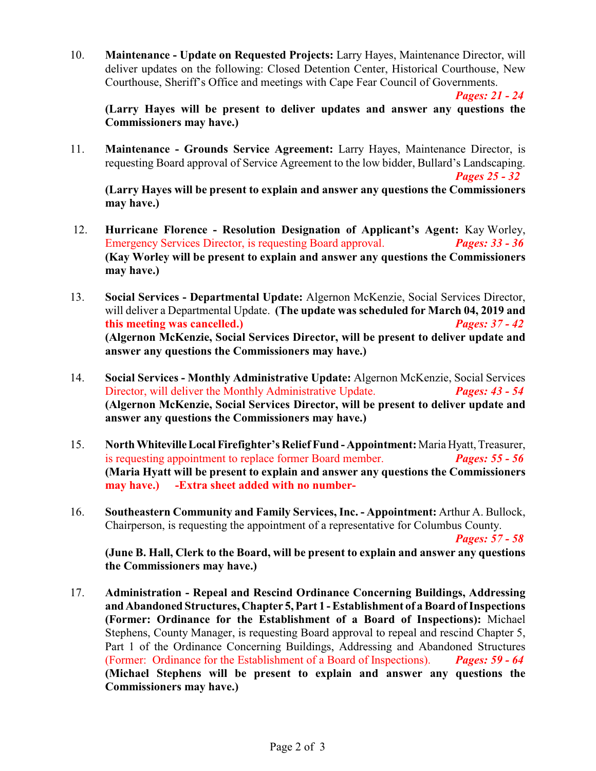10. **Maintenance - Update on Requested Projects:** Larry Hayes, Maintenance Director, will deliver updates on the following: Closed Detention Center, Historical Courthouse, New Courthouse, Sheriff's Office and meetings with Cape Fear Council of Governments. ***Pages: 21 - 24***
    **(Larry Hayes will be present to deliver updates and answer any questions the Commissioners may have.)**

11. **Maintenance - Grounds Service Agreement:** Larry Hayes, Maintenance Director, is requesting Board approval of Service Agreement to the low bidder, Bullard's Landscaping. ***Pages 25 - 32***
    **(Larry Hayes will be present to explain and answer any questions the Commissioners may have.)**

12. **Hurricane Florence - Resolution Designation of Applicant's Agent:** Kay Worley, Emergency Services Director, is requesting Board approval. ***Pages: 33 - 36***
    **(Kay Worley will be present to explain and answer any questions the Commissioners may have.)**

13. **Social Services - Departmental Update:** Algernon McKenzie, Social Services Director, will deliver a Departmental Update. **(The update was scheduled for March 04, 2019 and this meeting was cancelled.)** ***Pages: 37 - 42***
    **(Algernon McKenzie, Social Services Director, will be present to deliver update and answer any questions the Commissioners may have.)**

14. **Social Services - Monthly Administrative Update:** Algernon McKenzie, Social Services Director, will deliver the Monthly Administrative Update. ***Pages: 43 - 54***
    **(Algernon McKenzie, Social Services Director, will be present to deliver update and answer any questions the Commissioners may have.)**

15. **North Whiteville Local Firefighter's Relief Fund - Appointment:** Maria Hyatt, Treasurer, is requesting appointment to replace former Board member. ***Pages: 55 - 56***
    **(Maria Hyatt will be present to explain and answer any questions the Commissioners may have.) -Extra sheet added with no number-**

16. **Southeastern Community and Family Services, Inc. - Appointment:** Arthur A. Bullock, Chairperson, is requesting the appointment of a representative for Columbus County. ***Pages: 57 - 58***
    **(June B. Hall, Clerk to the Board, will be present to explain and answer any questions the Commissioners may have.)**

17. **Administration - Repeal and Rescind Ordinance Concerning Buildings, Addressing and Abandoned Structures, Chapter 5, Part 1 - Establishment of a Board of Inspections (Former: Ordinance for the Establishment of a Board of Inspections):** Michael Stephens, County Manager, is requesting Board approval to repeal and rescind Chapter 5, Part 1 of the Ordinance Concerning Buildings, Addressing and Abandoned Structures (Former: Ordinance for the Establishment of a Board of Inspections). ***Pages: 59 - 64***
    **(Michael Stephens will be present to explain and answer any questions the Commissioners may have.)**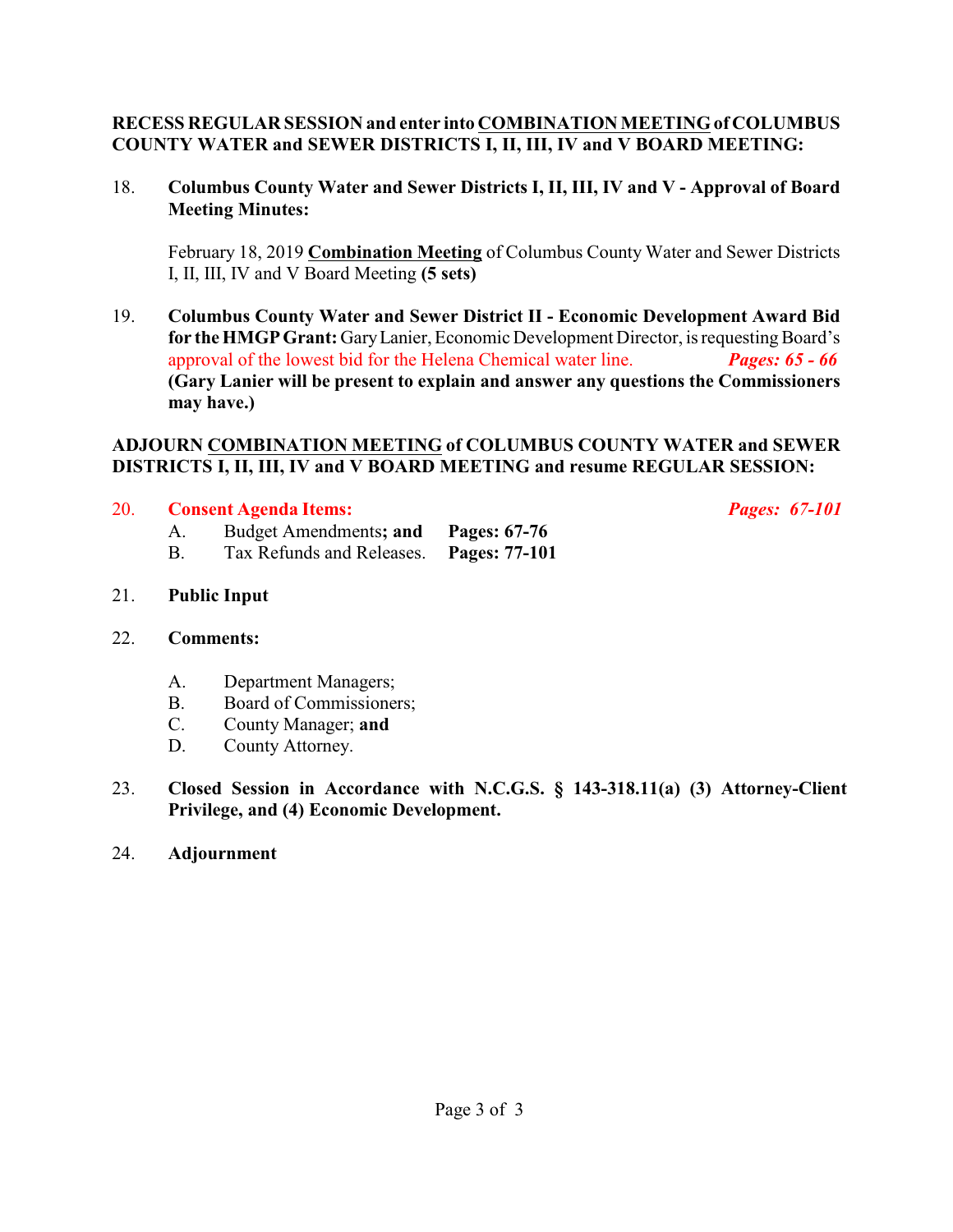**RECESS REGULAR SESSION and enter into <u>COMBINATION MEETING</u> of COLUMBUS COUNTY WATER and SEWER DISTRICTS I, II, III, IV and V BOARD MEETING:**

18. **Columbus County Water and Sewer Districts I, II, III, IV and V - Approval of Board Meeting Minutes:**

    February 18, 2019 **<u>Combination Meeting</u>** of Columbus County Water and Sewer Districts I, II, III, IV and V Board Meeting **(5 sets)**

19. **Columbus County Water and Sewer District II - Economic Development Award Bid for the HMGP Grant:** Gary Lanier, Economic Development Director, is requesting Board's approval of the lowest bid for the Helena Chemical water line. ***Pages: 65 - 66***
    **(Gary Lanier will be present to explain and answer any questions the Commissioners may have.)**

**ADJOURN <u>COMBINATION MEETING</u> of COLUMBUS COUNTY WATER and SEWER DISTRICTS I, II, III, IV and V BOARD MEETING and resume REGULAR SESSION:**

20. **Consent Agenda Items:** ***Pages: 67-101***
    A. Budget Amendments**; and** **Pages: 67-76**
    B. Tax Refunds and Releases. **Pages: 77-101**

21. **Public Input**

22. **Comments:**

    A. Department Managers;
    B. Board of Commissioners;
    C. County Manager; **and**
    D. County Attorney.

23. **Closed Session in Accordance with N.C.G.S. § 143-318.11(a) (3) Attorney-Client Privilege, and (4) Economic Development.**

24. **Adjournment**